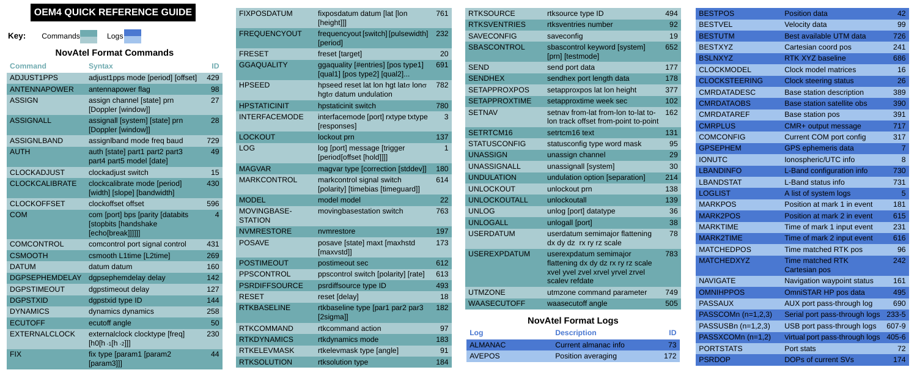# OEM4 QUICK REFERENCE GUIDE

**Key:** Commands | Logs

## NovAtel Format Commands

| Command | Syntax | ID |
|---|---|---|
| ADJUST1PPS | adjust1pps mode [period] [offset] | 429 |
| ANTENNAPOWER | antennapower flag | 98 |
| ASSIGN | assign channel [state] prn [Doppler [window]] | 27 |
| ASSIGNALL | assignall [system] [state] prn [Doppler [window]] | 28 |
| ASSIGNLBAND | assignlband mode freq baud | 729 |
| AUTH | auth [state] part1 part2 part3 part4 part5 model [date] | 49 |
| CLOCKADJUST | clockadjust switch | 15 |
| CLOCKCALIBRATE | clockcalibrate mode [period] [width] [slope] [bandwidth] | 430 |
| CLOCKOFFSET | clockoffset offset | 596 |
| COM | com [port] bps [parity [databits [stopbits [handshake [echo[break]]]]]] | 4 |
| COMCONTROL | comcontrol port signal control | 431 |
| CSMOOTH | csmooth L1time [L2time] | 269 |
| DATUM | datum datum | 160 |
| DGPSEPHEMDELAY | dgpsephemdelay delay | 142 |
| DGPSTIMEOUT | dgpstimeout delay | 127 |
| DGPSTXID | dgpstxid type ID | 144 |
| DYNAMICS | dynamics dynamics | 258 |
| ECUTOFF | ecutoff angle | 50 |
| EXTERNALCLOCK | externalclock clocktype [freq] [h0[h-1[h-2]]] | 230 |
| FIX | fix type [param1 [param2 [param3]]] | 44 |
| FIXPOSDATUM | fixposdatum datum [lat [lon [height]]] | 761 |
| FREQUENCYOUT | frequencyout [switch] [pulsewidth] [period] | 232 |
| FRESET | freset [target] | 20 |
| GGAQUALITY | ggaquality [#entries] [pos type1] [qual1] [pos type2] [qual2]... | 691 |
| HPSEED | hpseed reset lat lon hgt latσ lonσ hgtσ datum undulation | 782 |
| HPSTATICINIT | hpstaticinit switch | 780 |
| INTERFACEMODE | interfacemode [port] rxtype txtype [responses] | 3 |
| LOCKOUT | lockout prn | 137 |
| LOG | log [port] message [trigger [period[offset [hold]]]] | 1 |
| MAGVAR | magvar type [correction [stddev]] | 180 |
| MARKCONTROL | markcontrol signal switch [polarity] [timebias [timeguard]] | 614 |
| MODEL | model model | 22 |
| MOVINGBASE-STATION | movingbasestation switch | 763 |
| NVMRESTORE | nvmrestore | 197 |
| POSAVE | posave [state] maxt [maxhstd [maxvstd]] | 173 |
| POSTIMEOUT | postimeout sec | 612 |
| PPSCONTROL | ppscontrol switch [polarity] [rate] | 613 |
| PSRDIFFSOURCE | psrdiffsource type ID | 493 |
| RESET | reset [delay] | 18 |
| RTKBASELINE | rtkbaseline type [par1 par2 par3 [2sigma]] | 182 |
| RTKCOMMAND | rtkcommand action | 97 |
| RTKDYNAMICS | rtkdynamics mode | 183 |
| RTKELEVMASK | rtkelevmask type [angle] | 91 |
| RTKSOLUTION | rtksolution type | 184 |
| RTKSOURCE | rtksource type ID | 494 |
| RTKSVENTRIES | rtksventries number | 92 |
| SAVECONFIG | saveconfig | 19 |
| SBASCONTROL | sbascontrol keyword [system] [prn] [testmode] | 652 |
| SEND | send port data | 177 |
| SENDHEX | sendhex port length data | 178 |
| SETAPPROXPOS | setapproxpos lat lon height | 377 |
| SETAPPROXTIME | setapproxtime week sec | 102 |
| SETNAV | setnav from-lat from-lon to-lat to-lon track offset from-point to-point | 162 |
| SETRTCM16 | setrtcm16 text | 131 |
| STATUSCONFIG | statusconfig type word mask | 95 |
| UNASSIGN | unassign channel | 29 |
| UNASSIGNALL | unassignall [system] | 30 |
| UNDULATION | undulation option [separation] | 214 |
| UNLOCKOUT | unlockout prn | 138 |
| UNLOCKOUTALL | unlockoutall | 139 |
| UNLOG | unlog [port] datatype | 36 |
| UNLOGALL | unlogall [port] | 38 |
| USERDATUM | userdatum semimajor flattening dx dy dz rx ry rz scale | 78 |
| USEREXPDATUM | userexpdatum semimajor flattening dx dy dz rx ry rz scale xvel yvel zvel xrvel yrvel zrvel scalev refdate | 783 |
| UTMZONE | utmzone command parameter | 749 |
| WAASECUTOFF | waasecutoff angle | 505 |

## NovAtel Format Logs

| Log | Description | ID |
|---|---|---|
| ALMANAC | Current almanac info | 73 |
| AVEPOS | Position averaging | 172 |
| BESTPOS | Position data | 42 |
| BESTVEL | Velocity data | 99 |
| BESTUTM | Best available UTM data | 726 |
| BESTXYZ | Cartesian coord pos | 241 |
| BSLNXYZ | RTK XYZ baseline | 686 |
| CLOCKMODEL | Clock model matrices | 16 |
| CLOCKSTEERING | Clock steering status | 26 |
| CMRDATADESC | Base station description | 389 |
| CMRDATAOBS | Base station satellite obs | 390 |
| CMRDATAREF | Base station pos | 391 |
| CMRPLUS | CMR+ output message | 717 |
| COMCONFIG | Current COM port config | 317 |
| GPSEPHEM | GPS ephemeris data | 7 |
| IONUTC | Ionospheric/UTC info | 8 |
| LBANDINFO | L-Band configuration info | 730 |
| LBANDSTAT | L-Band status info | 731 |
| LOGLIST | A list of system logs | 5 |
| MARKPOS | Position at mark 1 in event | 181 |
| MARK2POS | Position at mark 2 in event | 615 |
| MARKTIME | Time of mark 1 input event | 231 |
| MARK2TIME | Time of mark 2 input event | 616 |
| MATCHEDPOS | Time matched RTK pos | 96 |
| MATCHEDXYZ | Time matched RTK Cartesian pos | 242 |
| NAVIGATE | Navigation waypoint status | 161 |
| OMNIHPPOS | OmniSTAR HP pos data | 495 |
| PASSAUX | AUX port pass-through log | 690 |
| PASSCOMn (n=1,2,3) | Serial port pass-through logs | 233-5 |
| PASSUSBn (n=1,2,3) | USB port pass-through logs | 607-9 |
| PASSXCOMn (n=1,2) | Virtual port pass-through logs | 405-6 |
| PORTSTATS | Port stats | 72 |
| PSRDOP | DOPs of current SVs | 174 |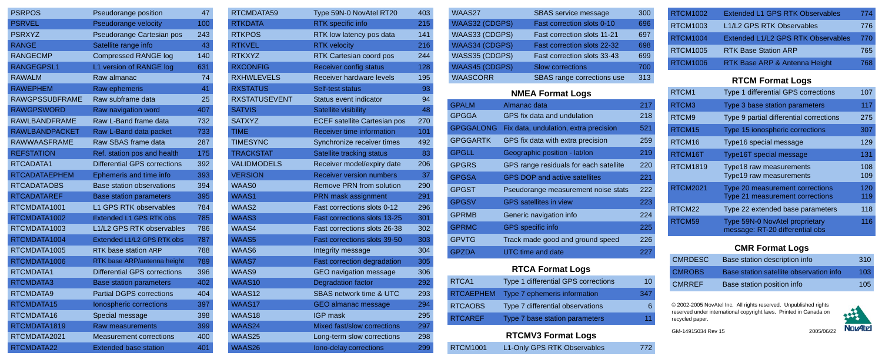| | | |
|---|---|---|
| PSRPOS | Pseudorange position | 47 |
| PSRVEL | Pseudorange velocity | 100 |
| PSRXYZ | Pseudorange Cartesian pos | 243 |
| RANGE | Satellite range info | 43 |
| RANGECMP | Compressed RANGE log | 140 |
| RANGEGPSL1 | L1 version of RANGE log | 631 |
| RAWALM | Raw almanac | 74 |
| RAWEPHEM | Raw ephemeris | 41 |
| RAWGPSSUBFRAME | Raw subframe data | 25 |
| RAWGPSWORD | Raw navigation word | 407 |
| RAWLBANDFRAME | Raw L-Band frame data | 732 |
| RAWLBANDPACKET | Raw L-Band data packet | 733 |
| RAWWAASFRAME | Raw SBAS frame data | 287 |
| REFSTATION | Ref. station pos and health | 175 |
| RTCADATA1 | Differential GPS corrections | 392 |
| RTCADATAEPHEM | Ephemeris and time info | 393 |
| RTCADATAOBS | Base station observations | 394 |
| RTCADATAREF | Base station parameters | 395 |
| RTCMDATA1001 | L1 GPS RTK observables | 784 |
| RTCMDATA1002 | Extended L1 GPS RTK obs | 785 |
| RTCMDATA1003 | L1/L2 GPS RTK observables | 786 |
| RTCMDATA1004 | Extended L1/L2 GPS RTK obs | 787 |
| RTCMDATA1005 | RTK base station ARP | 788 |
| RTCMDATA1006 | RTK base ARP/antenna height | 789 |
| RTCMDATA1 | Differential GPS corrections | 396 |
| RTCMDATA3 | Base station parameters | 402 |
| RTCMDATA9 | Partial DGPS corrections | 404 |
| RTCMDATA15 | Ionospheric corrections | 397 |
| RTCMDATA16 | Special message | 398 |
| RTCMDATA1819 | Raw measurements | 399 |
| RTCMDATA2021 | Measurement corrections | 400 |
| RTCMDATA22 | Extended base station | 401 |
| RTCMDATA59 | Type 59N-0 NovAtel RT20 | 403 |
| RTKDATA | RTK specific info | 215 |
| RTKPOS | RTK low latency pos data | 141 |
| RTKVEL | RTK velocity | 216 |
| RTKXYZ | RTK Cartesian coord pos | 244 |
| RXCONFIG | Receiver config status | 128 |
| RXHWLEVELS | Receiver hardware levels | 195 |
| RXSTATUS | Self-test status | 93 |
| RXSTATUSEVENT | Status event indicator | 94 |
| SATVIS | Satellite visibility | 48 |
| SATXYZ | ECEF satellite Cartesian pos | 270 |
| TIME | Receiver time information | 101 |
| TIMESYNC | Synchronize receiver times | 492 |
| TRACKSTAT | Satellite tracking status | 83 |
| VALIDMODELS | Receiver model/expiry date | 206 |
| VERSION | Receiver version numbers | 37 |
| WAAS0 | Remove PRN from solution | 290 |
| WAAS1 | PRN mask assignment | 291 |
| WAAS2 | Fast corrections slots 0-12 | 296 |
| WAAS3 | Fast corrections slots 13-25 | 301 |
| WAAS4 | Fast corrections slots 26-38 | 302 |
| WAAS5 | Fast corrections slots 39-50 | 303 |
| WAAS6 | Integrity message | 304 |
| WAAS7 | Fast correction degradation | 305 |
| WAAS9 | GEO navigation message | 306 |
| WAAS10 | Degradation factor | 292 |
| WAAS12 | SBAS network time & UTC | 293 |
| WAAS17 | GEO almanac message | 294 |
| WAAS18 | IGP mask | 295 |
| WAAS24 | Mixed fast/slow corrections | 297 |
| WAAS25 | Long-term slow corrections | 298 |
| WAAS26 | Iono-delay corrections | 299 |
| WAAS27 | SBAS service message | 300 |
| WAAS32 (CDGPS) | Fast correction slots 0-10 | 696 |
| WAAS33 (CDGPS) | Fast correction slots 11-21 | 697 |
| WAAS34 (CDGPS) | Fast correction slots 22-32 | 698 |
| WASS35 (CDGPS) | Fast correction slots 33-43 | 699 |
| WAAS45 (CDGPS) | Slow corrections | 700 |
| WAASCORR | SBAS range corrections use | 313 |

## NMEA Format Logs

| | | |
|---|---|---|
| GPALM | Almanac data | 217 |
| GPGGA | GPS fix data and undulation | 218 |
| GPGGALONG | Fix data, undulation, extra precision | 521 |
| GPGGARTK | GPS fix data with extra precision | 259 |
| GPGLL | Geographic position - lat/lon | 219 |
| GPGRS | GPS range residuals for each satellite | 220 |
| GPGSA | GPS DOP and active satellites | 221 |
| GPGST | Pseudorange measurement noise stats | 222 |
| GPGSV | GPS satellites in view | 223 |
| GPRMB | Generic navigation info | 224 |
| GPRMC | GPS specific info | 225 |
| GPVTG | Track made good and ground speed | 226 |
| GPZDA | UTC time and date | 227 |

## RTCA Format Logs

| | | |
|---|---|---|
| RTCA1 | Type 1 differential GPS corrections | 10 |
| RTCAEPHEM | Type 7 ephemeris information | 347 |
| RTCAOBS | Type 7 differential observations | 6 |
| RTCAREF | Type 7 base station parameters | 11 |

## RTCMV3 Format Logs

| | | |
|---|---|---|
| RTCM1001 | L1-Only GPS RTK Observables | 772 |
| RTCM1002 | Extended L1 GPS RTK Observables | 774 |
| RTCM1003 | L1/L2 GPS RTK Observables | 776 |
| RTCM1004 | Extended L1/L2 GPS RTK Observables | 770 |
| RTCM1005 | RTK Base Station ARP | 765 |
| RTCM1006 | RTK Base ARP & Antenna Height | 768 |

## RTCM Format Logs

| | | |
|---|---|---|
| RTCM1 | Type 1 differential GPS corrections | 107 |
| RTCM3 | Type 3 base station parameters | 117 |
| RTCM9 | Type 9 partial differential corrections | 275 |
| RTCM15 | Type 15 ionospheric corrections | 307 |
| RTCM16 | Type16 special message | 129 |
| RTCM16T | Type16T special message | 131 |
| RTCM1819 | Type18 raw measurements<br>Type19 raw measurements | 108<br>109 |
| RTCM2021 | Type 20 measurement corrections<br>Type 21 measurement corrections | 120<br>119 |
| RTCM22 | Type 22 extended base parameters | 118 |
| RTCM59 | Type 59N-0 NovAtel proprietary message: RT-20 differential obs | 116 |

## CMR Format Logs

| | | |
|---|---|---|
| CMRDESC | Base station description info | 310 |
| CMROBS | Base station satellite observation info | 103 |
| CMRREF | Base station position info | 105 |

© 2002-2005 NovAtel Inc. All rights reserved. Unpublished rights reserved under international copyright laws. Printed in Canada on recycled paper.

GM-14915034 Rev 15 2005/06/22